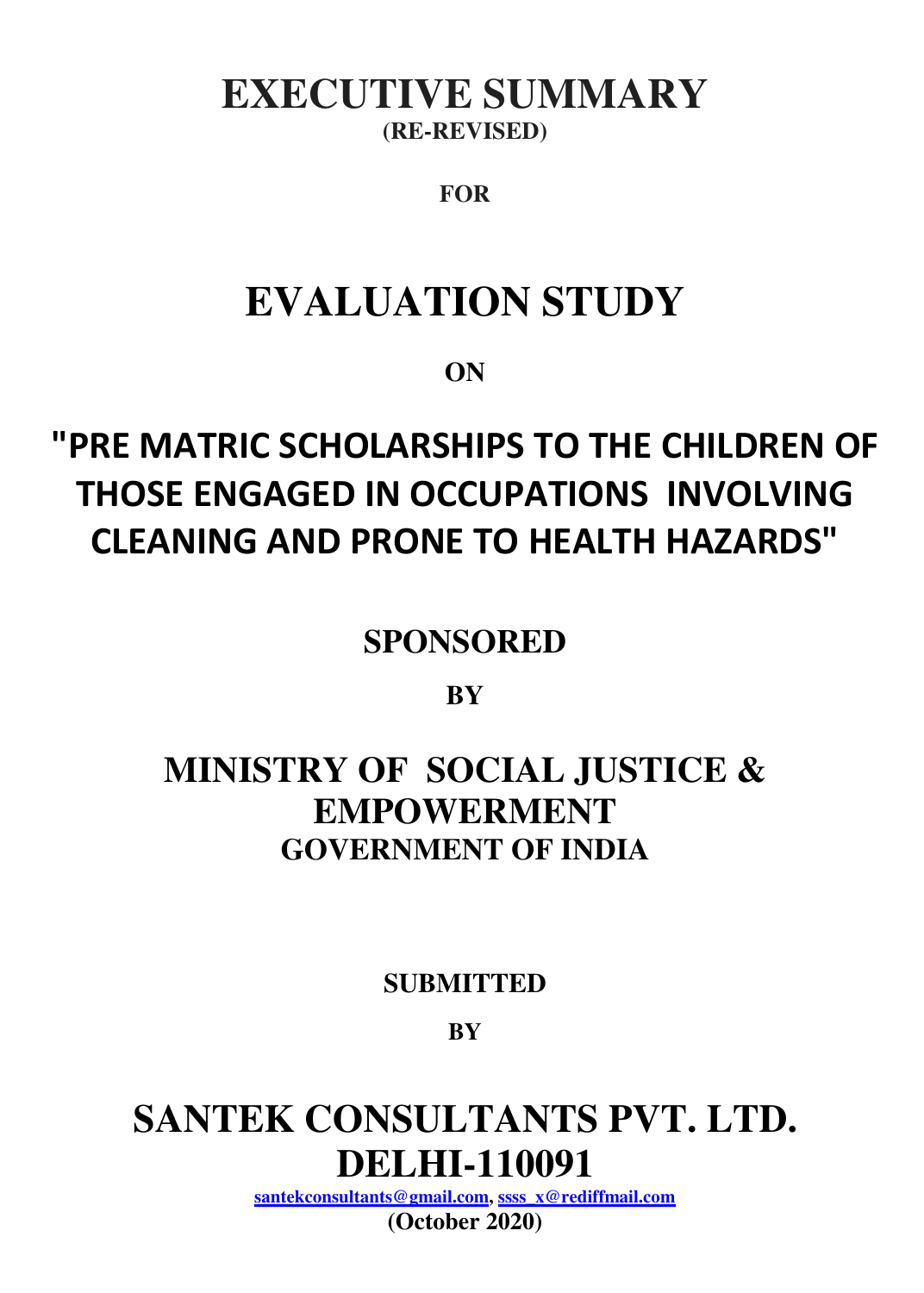# EXECUTIVE SUMMARY

**(RE-REVISED)**

**FOR**

# EVALUATION STUDY

**ON**

## "PRE MATRIC SCHOLARSHIPS TO THE CHILDREN OF THOSE ENGAGED IN OCCUPATIONS INVOLVING CLEANING AND PRONE TO HEALTH HAZARDS"

**SPONSORED**

**BY**

## MINISTRY OF SOCIAL JUSTICE & EMPOWERMENT

### GOVERNMENT OF INDIA

**SUBMITTED**

**BY**

# SANTEK CONSULTANTS PVT. LTD. DELHI-110091

**santekconsultants@gmail.com, ssss_x@rediffmail.com**

**(October 2020)**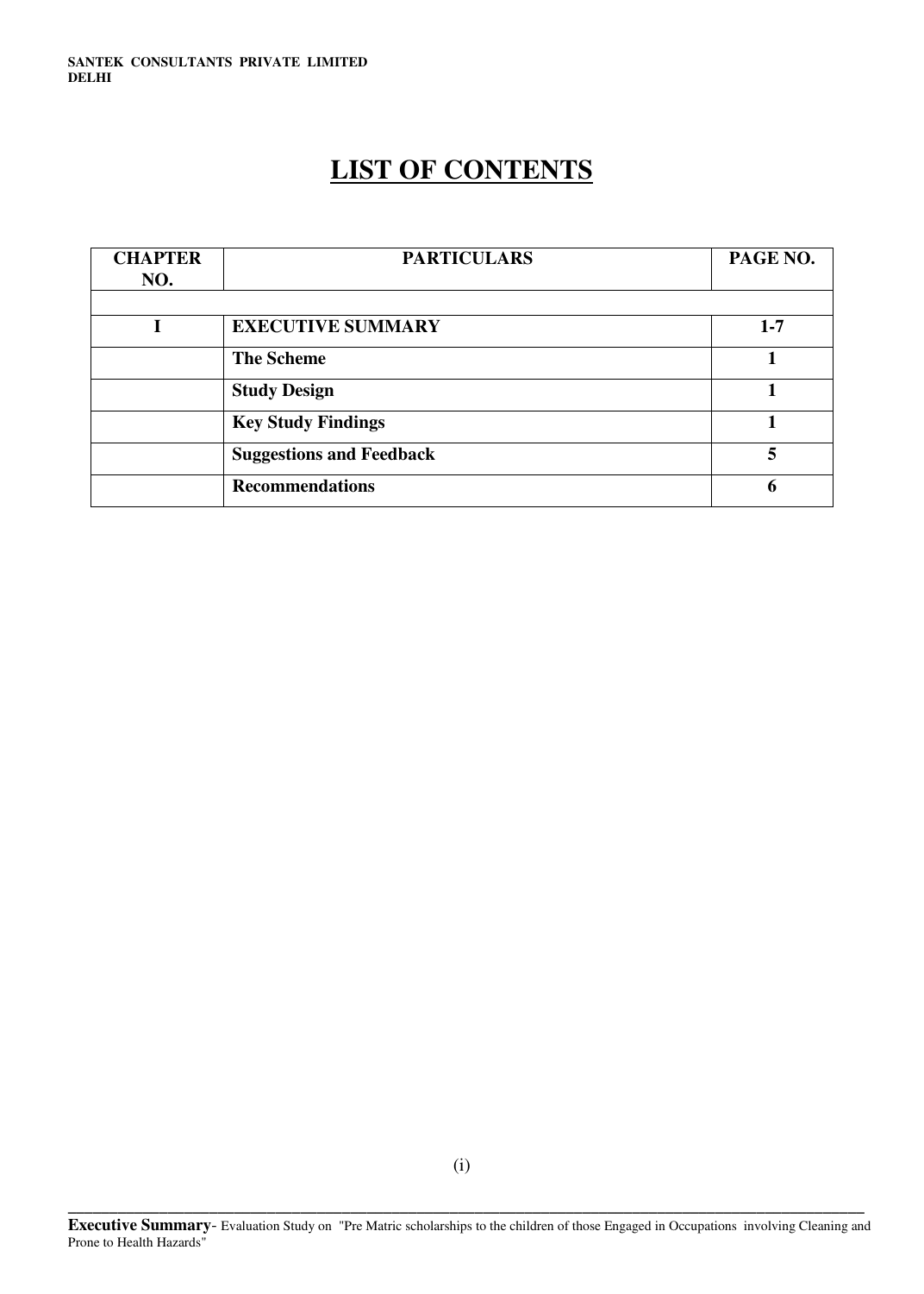# LIST OF CONTENTS

| CHAPTER NO. | PARTICULARS | PAGE NO. |
|---|---|---|
| | | |
| I | EXECUTIVE SUMMARY | 1-7 |
| | The Scheme | 1 |
| | Study Design | 1 |
| | Key Study Findings | 1 |
| | Suggestions and Feedback | 5 |
| | Recommendations | 6 |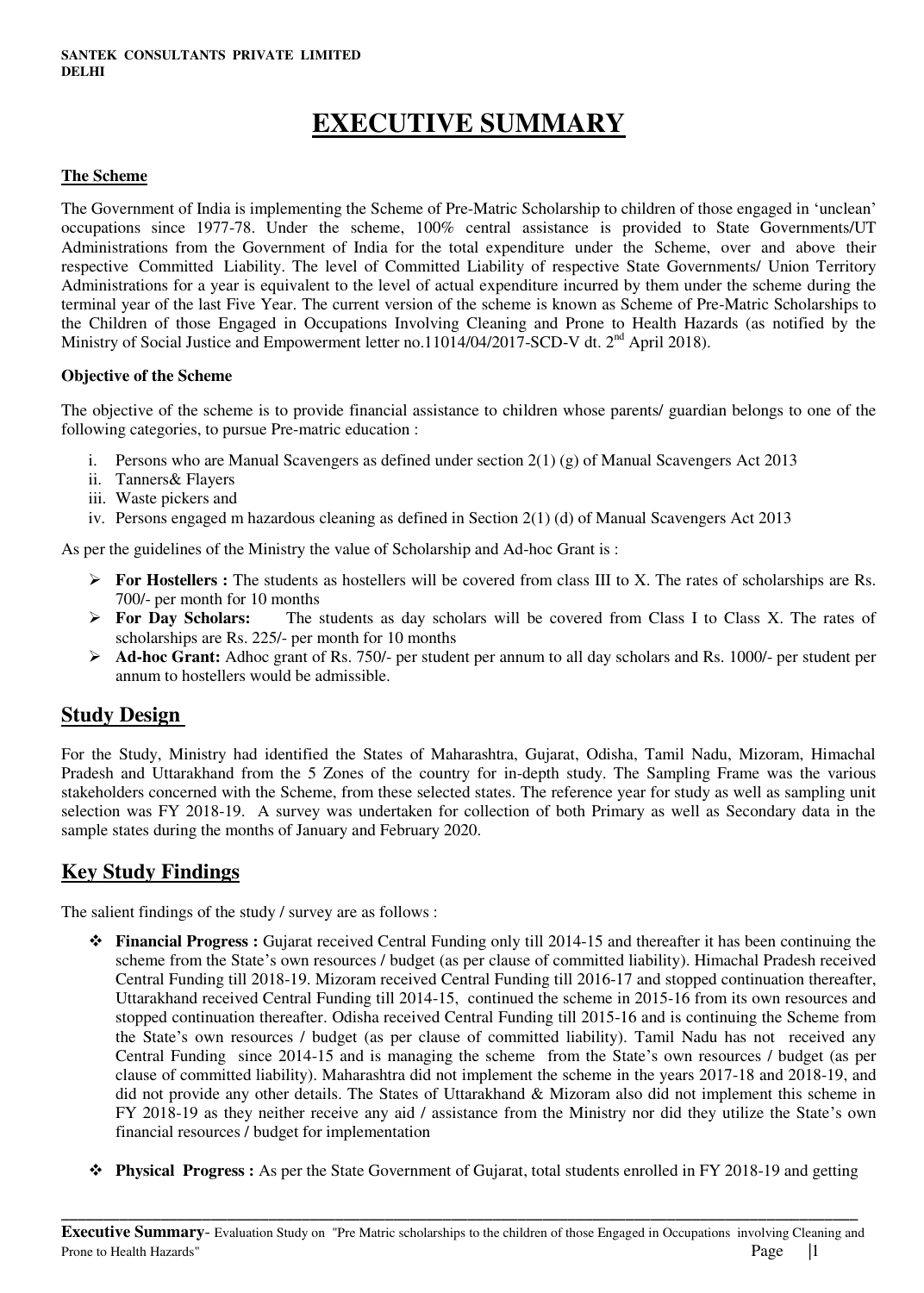# EXECUTIVE SUMMARY

### The Scheme

The Government of India is implementing the Scheme of Pre-Matric Scholarship to children of those engaged in 'unclean' occupations since 1977-78. Under the scheme, 100% central assistance is provided to State Governments/UT Administrations from the Government of India for the total expenditure under the Scheme, over and above their respective Committed Liability. The level of Committed Liability of respective State Governments/ Union Territory Administrations for a year is equivalent to the level of actual expenditure incurred by them under the scheme during the terminal year of the last Five Year. The current version of the scheme is known as Scheme of Pre-Matric Scholarships to the Children of those Engaged in Occupations Involving Cleaning and Prone to Health Hazards (as notified by the Ministry of Social Justice and Empowerment letter no.11014/04/2017-SCD-V dt. 2nd April 2018).

**Objective of the Scheme**

The objective of the scheme is to provide financial assistance to children whose parents/ guardian belongs to one of the following categories, to pursue Pre-matric education :

i. Persons who are Manual Scavengers as defined under section 2(1) (g) of Manual Scavengers Act 2013
ii. Tanners& Flayers
iii. Waste pickers and
iv. Persons engaged m hazardous cleaning as defined in Section 2(1) (d) of Manual Scavengers Act 2013

As per the guidelines of the Ministry the value of Scholarship and Ad-hoc Grant is :

- **For Hostellers :** The students as hostellers will be covered from class III to X. The rates of scholarships are Rs. 700/- per month for 10 months
- **For Day Scholars:** The students as day scholars will be covered from Class I to Class X. The rates of scholarships are Rs. 225/- per month for 10 months
- **Ad-hoc Grant:** Adhoc grant of Rs. 750/- per student per annum to all day scholars and Rs. 1000/- per student per annum to hostellers would be admissible.

## Study Design

For the Study, Ministry had identified the States of Maharashtra, Gujarat, Odisha, Tamil Nadu, Mizoram, Himachal Pradesh and Uttarakhand from the 5 Zones of the country for in-depth study. The Sampling Frame was the various stakeholders concerned with the Scheme, from these selected states. The reference year for study as well as sampling unit selection was FY 2018-19. A survey was undertaken for collection of both Primary as well as Secondary data in the sample states during the months of January and February 2020.

## Key Study Findings

The salient findings of the study / survey are as follows :

- **Financial Progress :** Gujarat received Central Funding only till 2014-15 and thereafter it has been continuing the scheme from the State's own resources / budget (as per clause of committed liability). Himachal Pradesh received Central Funding till 2018-19. Mizoram received Central Funding till 2016-17 and stopped continuation thereafter, Uttarakhand received Central Funding till 2014-15, continued the scheme in 2015-16 from its own resources and stopped continuation thereafter. Odisha received Central Funding till 2015-16 and is continuing the Scheme from the State's own resources / budget (as per clause of committed liability). Tamil Nadu has not received any Central Funding since 2014-15 and is managing the scheme from the State's own resources / budget (as per clause of committed liability). Maharashtra did not implement the scheme in the years 2017-18 and 2018-19, and did not provide any other details. The States of Uttarakhand & Mizoram also did not implement this scheme in FY 2018-19 as they neither receive any aid / assistance from the Ministry nor did they utilize the State's own financial resources / budget for implementation

- **Physical Progress :** As per the State Government of Gujarat, total students enrolled in FY 2018-19 and getting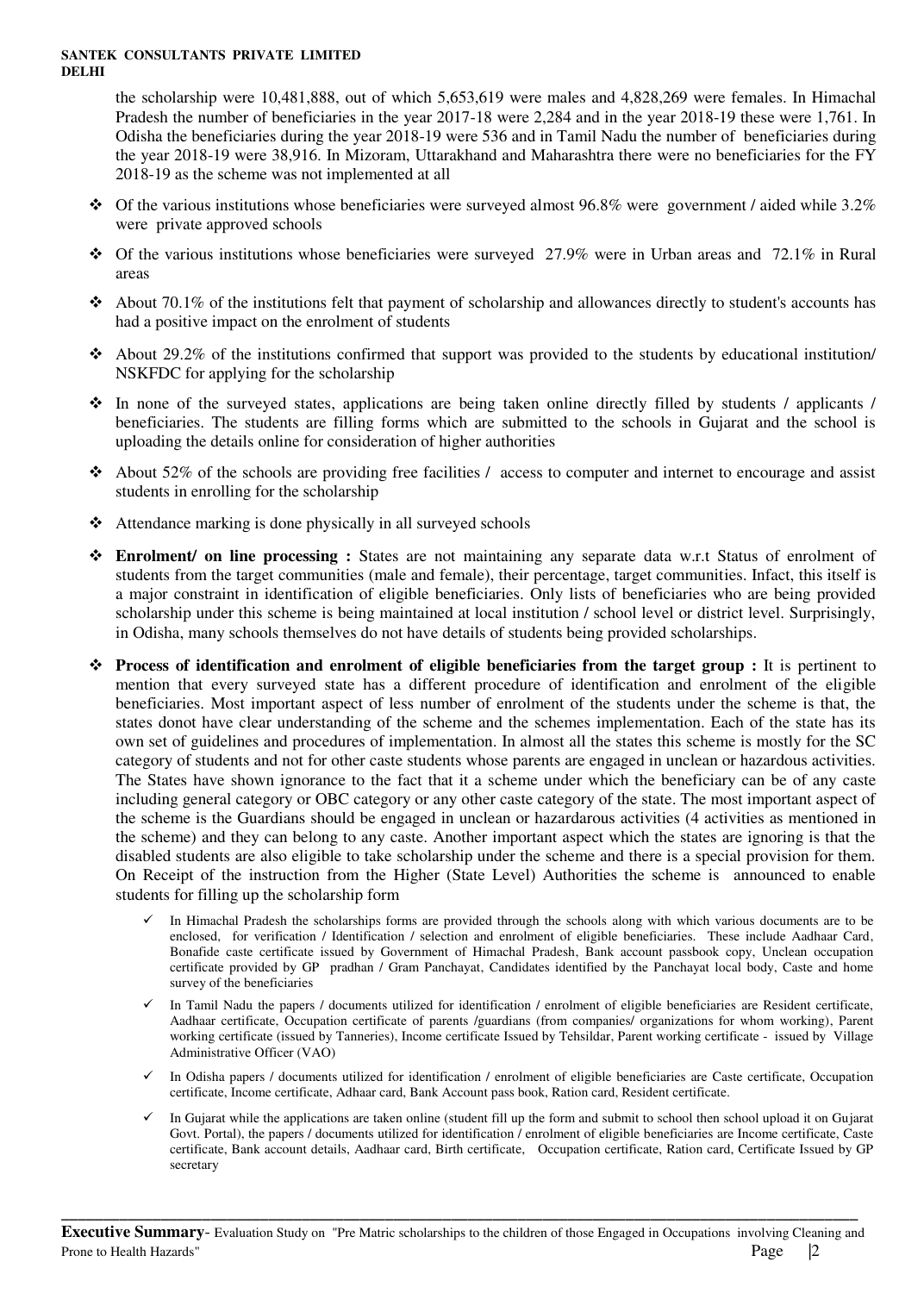the scholarship were 10,481,888, out of which 5,653,619 were males and 4,828,269 were females. In Himachal Pradesh the number of beneficiaries in the year 2017-18 were 2,284 and in the year 2018-19 these were 1,761. In Odisha the beneficiaries during the year 2018-19 were 536 and in Tamil Nadu the number of beneficiaries during the year 2018-19 were 38,916. In Mizoram, Uttarakhand and Maharashtra there were no beneficiaries for the FY 2018-19 as the scheme was not implemented at all

- Of the various institutions whose beneficiaries were surveyed almost 96.8% were government / aided while 3.2% were private approved schools
- Of the various institutions whose beneficiaries were surveyed 27.9% were in Urban areas and 72.1% in Rural areas
- About 70.1% of the institutions felt that payment of scholarship and allowances directly to student's accounts has had a positive impact on the enrolment of students
- About 29.2% of the institutions confirmed that support was provided to the students by educational institution/ NSKFDC for applying for the scholarship
- In none of the surveyed states, applications are being taken online directly filled by students / applicants / beneficiaries. The students are filling forms which are submitted to the schools in Gujarat and the school is uploading the details online for consideration of higher authorities
- About 52% of the schools are providing free facilities / access to computer and internet to encourage and assist students in enrolling for the scholarship
- Attendance marking is done physically in all surveyed schools
- **Enrolment/ on line processing :** States are not maintaining any separate data w.r.t Status of enrolment of students from the target communities (male and female), their percentage, target communities. Infact, this itself is a major constraint in identification of eligible beneficiaries. Only lists of beneficiaries who are being provided scholarship under this scheme is being maintained at local institution / school level or district level. Surprisingly, in Odisha, many schools themselves do not have details of students being provided scholarships.
- **Process of identification and enrolment of eligible beneficiaries from the target group :** It is pertinent to mention that every surveyed state has a different procedure of identification and enrolment of the eligible beneficiaries. Most important aspect of less number of enrolment of the students under the scheme is that, the states donot have clear understanding of the scheme and the schemes implementation. Each of the state has its own set of guidelines and procedures of implementation. In almost all the states this scheme is mostly for the SC category of students and not for other caste students whose parents are engaged in unclean or hazardous activities. The States have shown ignorance to the fact that it a scheme under which the beneficiary can be of any caste including general category or OBC category or any other caste category of the state. The most important aspect of the scheme is the Guardians should be engaged in unclean or hazardarous activities (4 activities as mentioned in the scheme) and they can belong to any caste. Another important aspect which the states are ignoring is that the disabled students are also eligible to take scholarship under the scheme and there is a special provision for them. On Receipt of the instruction from the Higher (State Level) Authorities the scheme is announced to enable students for filling up the scholarship form
  - ✓ In Himachal Pradesh the scholarships forms are provided through the schools along with which various documents are to be enclosed, for verification / Identification / selection and enrolment of eligible beneficiaries. These include Aadhaar Card, Bonafide caste certificate issued by Government of Himachal Pradesh, Bank account passbook copy, Unclean occupation certificate provided by GP pradhan / Gram Panchayat, Candidates identified by the Panchayat local body, Caste and home survey of the beneficiaries
  - ✓ In Tamil Nadu the papers / documents utilized for identification / enrolment of eligible beneficiaries are Resident certificate, Aadhaar certificate, Occupation certificate of parents /guardians (from companies/ organizations for whom working), Parent working certificate (issued by Tanneries), Income certificate Issued by Tehsildar, Parent working certificate - issued by Village Administrative Officer (VAO)
  - ✓ In Odisha papers / documents utilized for identification / enrolment of eligible beneficiaries are Caste certificate, Occupation certificate, Income certificate, Adhaar card, Bank Account pass book, Ration card, Resident certificate.
  - ✓ In Gujarat while the applications are taken online (student fill up the form and submit to school then school upload it on Gujarat Govt. Portal), the papers / documents utilized for identification / enrolment of eligible beneficiaries are Income certificate, Caste certificate, Bank account details, Aadhaar card, Birth certificate, Occupation certificate, Ration card, Certificate Issued by GP secretary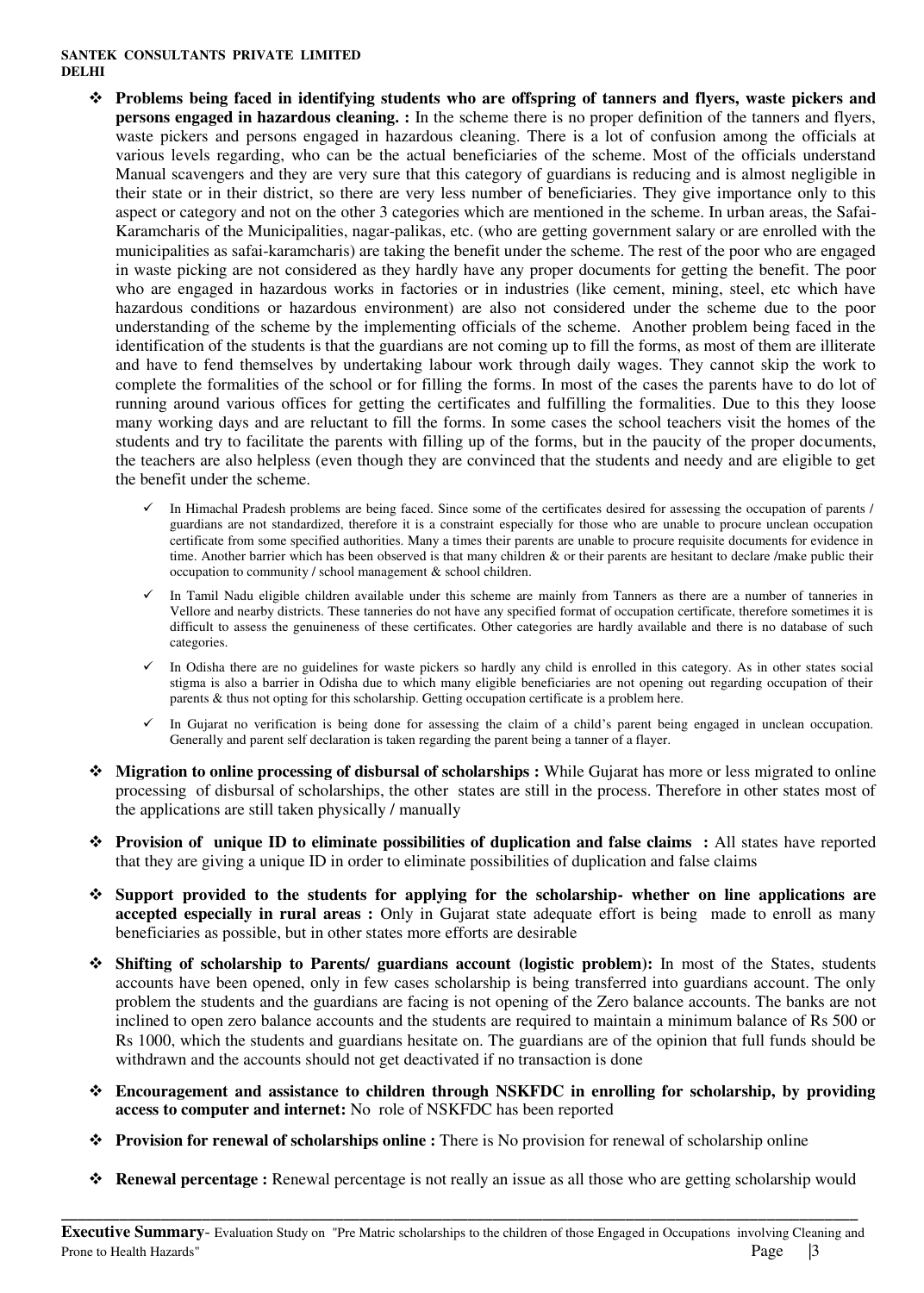- **Problems being faced in identifying students who are offspring of tanners and flyers, waste pickers and persons engaged in hazardous cleaning. :** In the scheme there is no proper definition of the tanners and flyers, waste pickers and persons engaged in hazardous cleaning. There is a lot of confusion among the officials at various levels regarding, who can be the actual beneficiaries of the scheme. Most of the officials understand Manual scavengers and they are very sure that this category of guardians is reducing and is almost negligible in their state or in their district, so there are very less number of beneficiaries. They give importance only to this aspect or category and not on the other 3 categories which are mentioned in the scheme. In urban areas, the Safai-Karamcharis of the Municipalities, nagar-palikas, etc. (who are getting government salary or are enrolled with the municipalities as safai-karamcharis) are taking the benefit under the scheme. The rest of the poor who are engaged in waste picking are not considered as they hardly have any proper documents for getting the benefit. The poor who are engaged in hazardous works in factories or in industries (like cement, mining, steel, etc which have hazardous conditions or hazardous environment) are also not considered under the scheme due to the poor understanding of the scheme by the implementing officials of the scheme. Another problem being faced in the identification of the students is that the guardians are not coming up to fill the forms, as most of them are illiterate and have to fend themselves by undertaking labour work through daily wages. They cannot skip the work to complete the formalities of the school or for filling the forms. In most of the cases the parents have to do lot of running around various offices for getting the certificates and fulfilling the formalities. Due to this they loose many working days and are reluctant to fill the forms. In some cases the school teachers visit the homes of the students and try to facilitate the parents with filling up of the forms, but in the paucity of the proper documents, the teachers are also helpless (even though they are convinced that the students and needy and are eligible to get the benefit under the scheme.
  - In Himachal Pradesh problems are being faced. Since some of the certificates desired for assessing the occupation of parents / guardians are not standardized, therefore it is a constraint especially for those who are unable to procure unclean occupation certificate from some specified authorities. Many a times their parents are unable to procure requisite documents for evidence in time. Another barrier which has been observed is that many children & or their parents are hesitant to declare /make public their occupation to community / school management & school children.
  - In Tamil Nadu eligible children available under this scheme are mainly from Tanners as there are a number of tanneries in Vellore and nearby districts. These tanneries do not have any specified format of occupation certificate, therefore sometimes it is difficult to assess the genuineness of these certificates. Other categories are hardly available and there is no database of such categories.
  - In Odisha there are no guidelines for waste pickers so hardly any child is enrolled in this category. As in other states social stigma is also a barrier in Odisha due to which many eligible beneficiaries are not opening out regarding occupation of their parents & thus not opting for this scholarship. Getting occupation certificate is a problem here.
  - In Gujarat no verification is being done for assessing the claim of a child's parent being engaged in unclean occupation. Generally and parent self declaration is taken regarding the parent being a tanner of a flayer.
- **Migration to online processing of disbursal of scholarships :** While Gujarat has more or less migrated to online processing of disbursal of scholarships, the other states are still in the process. Therefore in other states most of the applications are still taken physically / manually
- **Provision of unique ID to eliminate possibilities of duplication and false claims :** All states have reported that they are giving a unique ID in order to eliminate possibilities of duplication and false claims
- **Support provided to the students for applying for the scholarship- whether on line applications are accepted especially in rural areas :** Only in Gujarat state adequate effort is being made to enroll as many beneficiaries as possible, but in other states more efforts are desirable
- **Shifting of scholarship to Parents/ guardians account (logistic problem):** In most of the States, students accounts have been opened, only in few cases scholarship is being transferred into guardians account. The only problem the students and the guardians are facing is not opening of the Zero balance accounts. The banks are not inclined to open zero balance accounts and the students are required to maintain a minimum balance of Rs 500 or Rs 1000, which the students and guardians hesitate on. The guardians are of the opinion that full funds should be withdrawn and the accounts should not get deactivated if no transaction is done
- **Encouragement and assistance to children through NSKFDC in enrolling for scholarship, by providing access to computer and internet:** No role of NSKFDC has been reported
- **Provision for renewal of scholarships online :** There is No provision for renewal of scholarship online
- **Renewal percentage :** Renewal percentage is not really an issue as all those who are getting scholarship would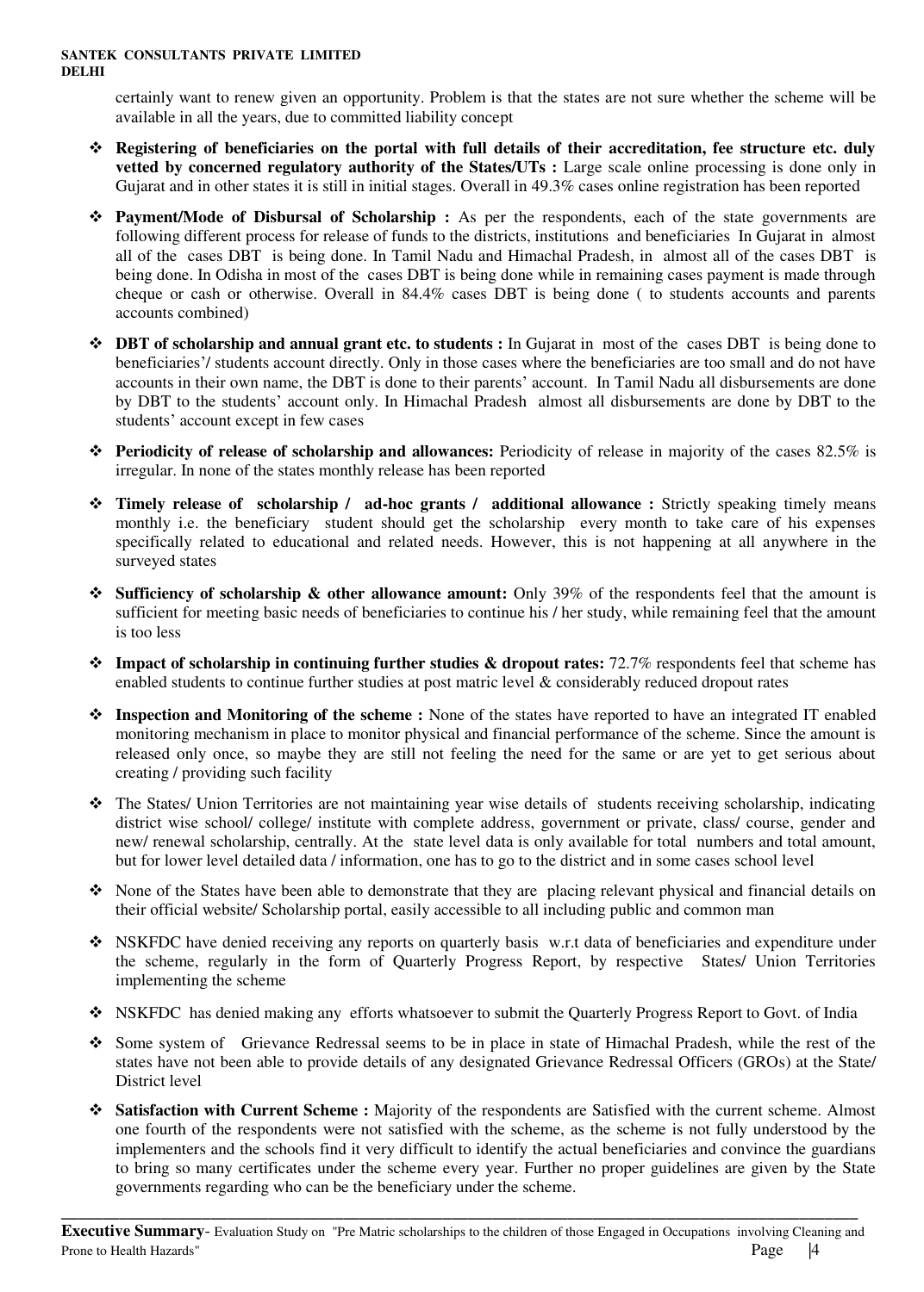certainly want to renew given an opportunity. Problem is that the states are not sure whether the scheme will be available in all the years, due to committed liability concept

- **Registering of beneficiaries on the portal with full details of their accreditation, fee structure etc. duly vetted by concerned regulatory authority of the States/UTs :** Large scale online processing is done only in Gujarat and in other states it is still in initial stages. Overall in 49.3% cases online registration has been reported

- **Payment/Mode of Disbursal of Scholarship :** As per the respondents, each of the state governments are following different process for release of funds to the districts, institutions and beneficiaries In Gujarat in almost all of the cases DBT is being done. In Tamil Nadu and Himachal Pradesh, in almost all of the cases DBT is being done. In Odisha in most of the cases DBT is being done while in remaining cases payment is made through cheque or cash or otherwise. Overall in 84.4% cases DBT is being done ( to students accounts and parents accounts combined)

- **DBT of scholarship and annual grant etc. to students :** In Gujarat in most of the cases DBT is being done to beneficiaries'/ students account directly. Only in those cases where the beneficiaries are too small and do not have accounts in their own name, the DBT is done to their parents' account. In Tamil Nadu all disbursements are done by DBT to the students' account only. In Himachal Pradesh almost all disbursements are done by DBT to the students' account except in few cases

- **Periodicity of release of scholarship and allowances:** Periodicity of release in majority of the cases 82.5% is irregular. In none of the states monthly release has been reported

- **Timely release of scholarship / ad-hoc grants / additional allowance :** Strictly speaking timely means monthly i.e. the beneficiary student should get the scholarship every month to take care of his expenses specifically related to educational and related needs. However, this is not happening at all anywhere in the surveyed states

- **Sufficiency of scholarship & other allowance amount:** Only 39% of the respondents feel that the amount is sufficient for meeting basic needs of beneficiaries to continue his / her study, while remaining feel that the amount is too less

- **Impact of scholarship in continuing further studies & dropout rates:** 72.7% respondents feel that scheme has enabled students to continue further studies at post matric level & considerably reduced dropout rates

- **Inspection and Monitoring of the scheme :** None of the states have reported to have an integrated IT enabled monitoring mechanism in place to monitor physical and financial performance of the scheme. Since the amount is released only once, so maybe they are still not feeling the need for the same or are yet to get serious about creating / providing such facility

- The States/ Union Territories are not maintaining year wise details of students receiving scholarship, indicating district wise school/ college/ institute with complete address, government or private, class/ course, gender and new/ renewal scholarship, centrally. At the state level data is only available for total numbers and total amount, but for lower level detailed data / information, one has to go to the district and in some cases school level

- None of the States have been able to demonstrate that they are placing relevant physical and financial details on their official website/ Scholarship portal, easily accessible to all including public and common man

- NSKFDC have denied receiving any reports on quarterly basis w.r.t data of beneficiaries and expenditure under the scheme, regularly in the form of Quarterly Progress Report, by respective States/ Union Territories implementing the scheme

- NSKFDC has denied making any efforts whatsoever to submit the Quarterly Progress Report to Govt. of India

- Some system of Grievance Redressal seems to be in place in state of Himachal Pradesh, while the rest of the states have not been able to provide details of any designated Grievance Redressal Officers (GROs) at the State/ District level

- **Satisfaction with Current Scheme :** Majority of the respondents are Satisfied with the current scheme. Almost one fourth of the respondents were not satisfied with the scheme, as the scheme is not fully understood by the implementers and the schools find it very difficult to identify the actual beneficiaries and convince the guardians to bring so many certificates under the scheme every year. Further no proper guidelines are given by the State governments regarding who can be the beneficiary under the scheme.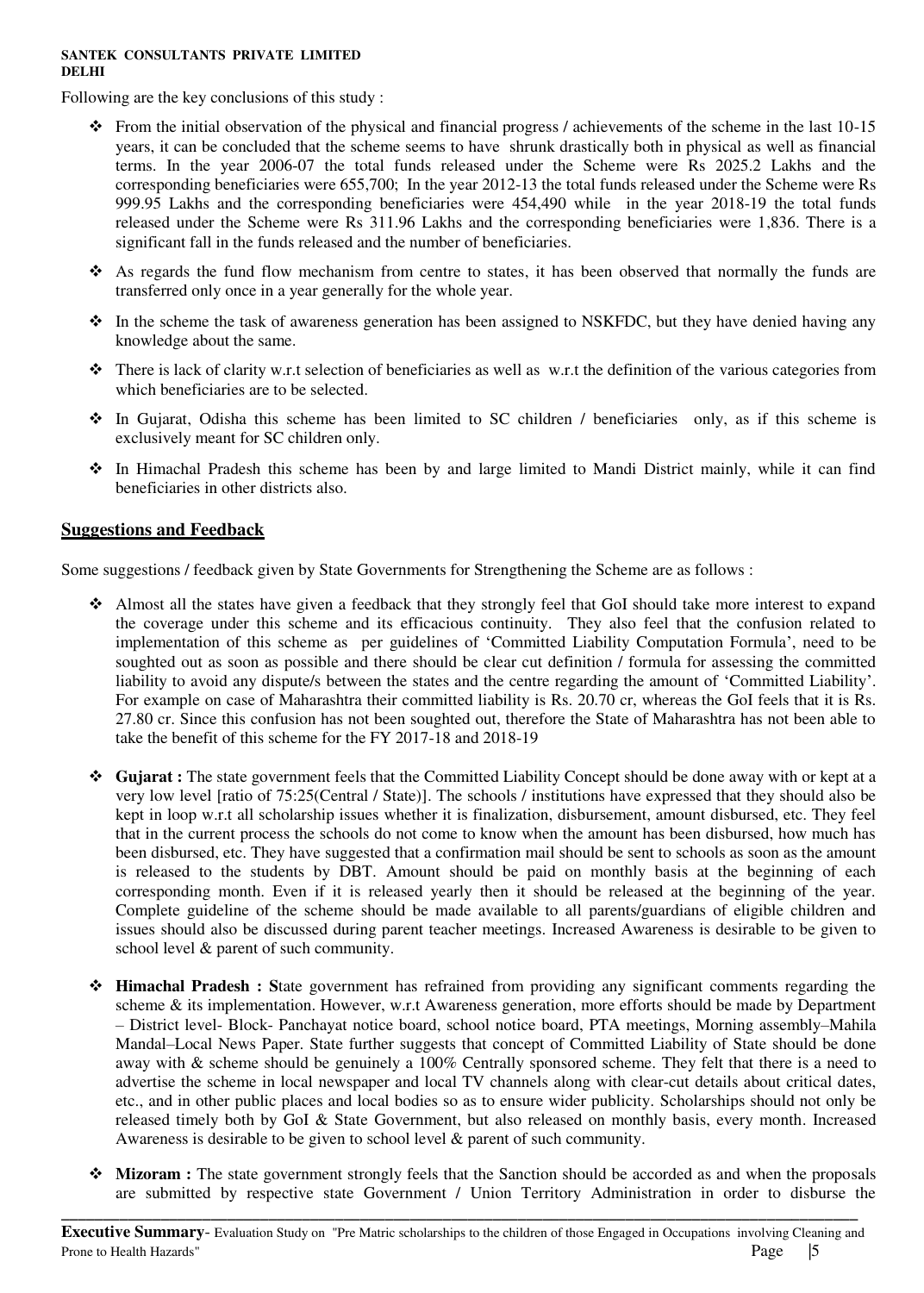Following are the key conclusions of this study :

- From the initial observation of the physical and financial progress / achievements of the scheme in the last 10-15 years, it can be concluded that the scheme seems to have shrunk drastically both in physical as well as financial terms. In the year 2006-07 the total funds released under the Scheme were Rs 2025.2 Lakhs and the corresponding beneficiaries were 655,700; In the year 2012-13 the total funds released under the Scheme were Rs 999.95 Lakhs and the corresponding beneficiaries were 454,490 while in the year 2018-19 the total funds released under the Scheme were Rs 311.96 Lakhs and the corresponding beneficiaries were 1,836. There is a significant fall in the funds released and the number of beneficiaries.
- As regards the fund flow mechanism from centre to states, it has been observed that normally the funds are transferred only once in a year generally for the whole year.
- In the scheme the task of awareness generation has been assigned to NSKFDC, but they have denied having any knowledge about the same.
- There is lack of clarity w.r.t selection of beneficiaries as well as w.r.t the definition of the various categories from which beneficiaries are to be selected.
- In Gujarat, Odisha this scheme has been limited to SC children / beneficiaries only, as if this scheme is exclusively meant for SC children only.
- In Himachal Pradesh this scheme has been by and large limited to Mandi District mainly, while it can find beneficiaries in other districts also.

## Suggestions and Feedback

Some suggestions / feedback given by State Governments for Strengthening the Scheme are as follows :

- Almost all the states have given a feedback that they strongly feel that GoI should take more interest to expand the coverage under this scheme and its efficacious continuity. They also feel that the confusion related to implementation of this scheme as per guidelines of 'Committed Liability Computation Formula', need to be soughted out as soon as possible and there should be clear cut definition / formula for assessing the committed liability to avoid any dispute/s between the states and the centre regarding the amount of 'Committed Liability'. For example on case of Maharashtra their committed liability is Rs. 20.70 cr, whereas the GoI feels that it is Rs. 27.80 cr. Since this confusion has not been soughted out, therefore the State of Maharashtra has not been able to take the benefit of this scheme for the FY 2017-18 and 2018-19
- **Gujarat :** The state government feels that the Committed Liability Concept should be done away with or kept at a very low level [ratio of 75:25(Central / State)]. The schools / institutions have expressed that they should also be kept in loop w.r.t all scholarship issues whether it is finalization, disbursement, amount disbursed, etc. They feel that in the current process the schools do not come to know when the amount has been disbursed, how much has been disbursed, etc. They have suggested that a confirmation mail should be sent to schools as soon as the amount is released to the students by DBT. Amount should be paid on monthly basis at the beginning of each corresponding month. Even if it is released yearly then it should be released at the beginning of the year. Complete guideline of the scheme should be made available to all parents/guardians of eligible children and issues should also be discussed during parent teacher meetings. Increased Awareness is desirable to be given to school level & parent of such community.
- **Himachal Pradesh : S**tate government has refrained from providing any significant comments regarding the scheme & its implementation. However, w.r.t Awareness generation, more efforts should be made by Department – District level- Block- Panchayat notice board, school notice board, PTA meetings, Morning assembly–Mahila Mandal–Local News Paper. State further suggests that concept of Committed Liability of State should be done away with & scheme should be genuinely a 100% Centrally sponsored scheme. They felt that there is a need to advertise the scheme in local newspaper and local TV channels along with clear-cut details about critical dates, etc., and in other public places and local bodies so as to ensure wider publicity. Scholarships should not only be released timely both by GoI & State Government, but also released on monthly basis, every month. Increased Awareness is desirable to be given to school level & parent of such community.
- **Mizoram :** The state government strongly feels that the Sanction should be accorded as and when the proposals are submitted by respective state Government / Union Territory Administration in order to disburse the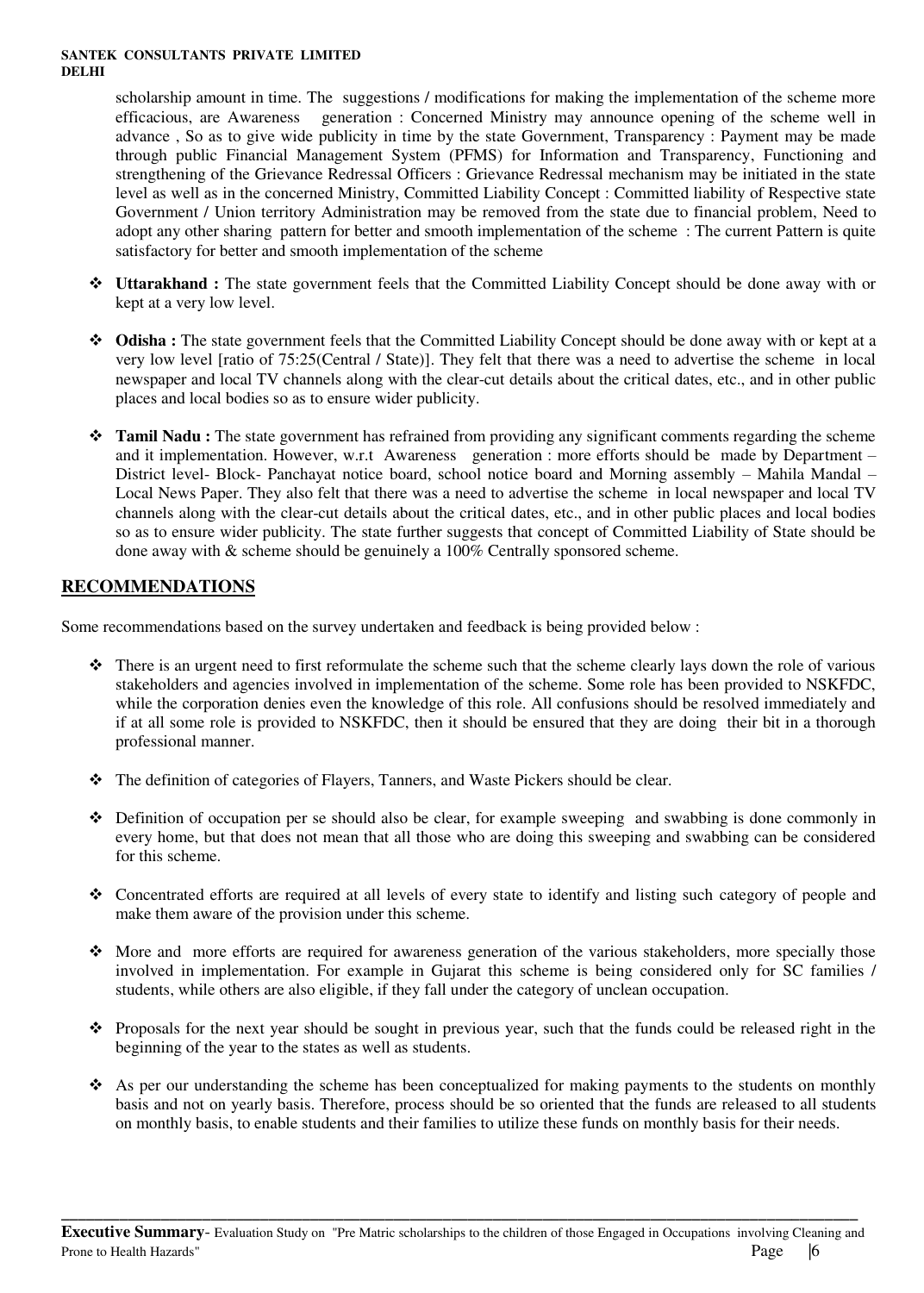scholarship amount in time. The suggestions / modifications for making the implementation of the scheme more efficacious, are Awareness generation : Concerned Ministry may announce opening of the scheme well in advance , So as to give wide publicity in time by the state Government, Transparency : Payment may be made through public Financial Management System (PFMS) for Information and Transparency, Functioning and strengthening of the Grievance Redressal Officers : Grievance Redressal mechanism may be initiated in the state level as well as in the concerned Ministry, Committed Liability Concept : Committed liability of Respective state Government / Union territory Administration may be removed from the state due to financial problem, Need to adopt any other sharing pattern for better and smooth implementation of the scheme : The current Pattern is quite satisfactory for better and smooth implementation of the scheme

- **Uttarakhand :** The state government feels that the Committed Liability Concept should be done away with or kept at a very low level.
- **Odisha :** The state government feels that the Committed Liability Concept should be done away with or kept at a very low level [ratio of 75:25(Central / State)]. They felt that there was a need to advertise the scheme in local newspaper and local TV channels along with the clear-cut details about the critical dates, etc., and in other public places and local bodies so as to ensure wider publicity.
- **Tamil Nadu :** The state government has refrained from providing any significant comments regarding the scheme and it implementation. However, w.r.t Awareness generation : more efforts should be made by Department – District level- Block- Panchayat notice board, school notice board and Morning assembly – Mahila Mandal – Local News Paper. They also felt that there was a need to advertise the scheme in local newspaper and local TV channels along with the clear-cut details about the critical dates, etc., and in other public places and local bodies so as to ensure wider publicity. The state further suggests that concept of Committed Liability of State should be done away with & scheme should be genuinely a 100% Centrally sponsored scheme.

## RECOMMENDATIONS

Some recommendations based on the survey undertaken and feedback is being provided below :

- There is an urgent need to first reformulate the scheme such that the scheme clearly lays down the role of various stakeholders and agencies involved in implementation of the scheme. Some role has been provided to NSKFDC, while the corporation denies even the knowledge of this role. All confusions should be resolved immediately and if at all some role is provided to NSKFDC, then it should be ensured that they are doing their bit in a thorough professional manner.
- The definition of categories of Flayers, Tanners, and Waste Pickers should be clear.
- Definition of occupation per se should also be clear, for example sweeping and swabbing is done commonly in every home, but that does not mean that all those who are doing this sweeping and swabbing can be considered for this scheme.
- Concentrated efforts are required at all levels of every state to identify and listing such category of people and make them aware of the provision under this scheme.
- More and more efforts are required for awareness generation of the various stakeholders, more specially those involved in implementation. For example in Gujarat this scheme is being considered only for SC families / students, while others are also eligible, if they fall under the category of unclean occupation.
- Proposals for the next year should be sought in previous year, such that the funds could be released right in the beginning of the year to the states as well as students.
- As per our understanding the scheme has been conceptualized for making payments to the students on monthly basis and not on yearly basis. Therefore, process should be so oriented that the funds are released to all students on monthly basis, to enable students and their families to utilize these funds on monthly basis for their needs.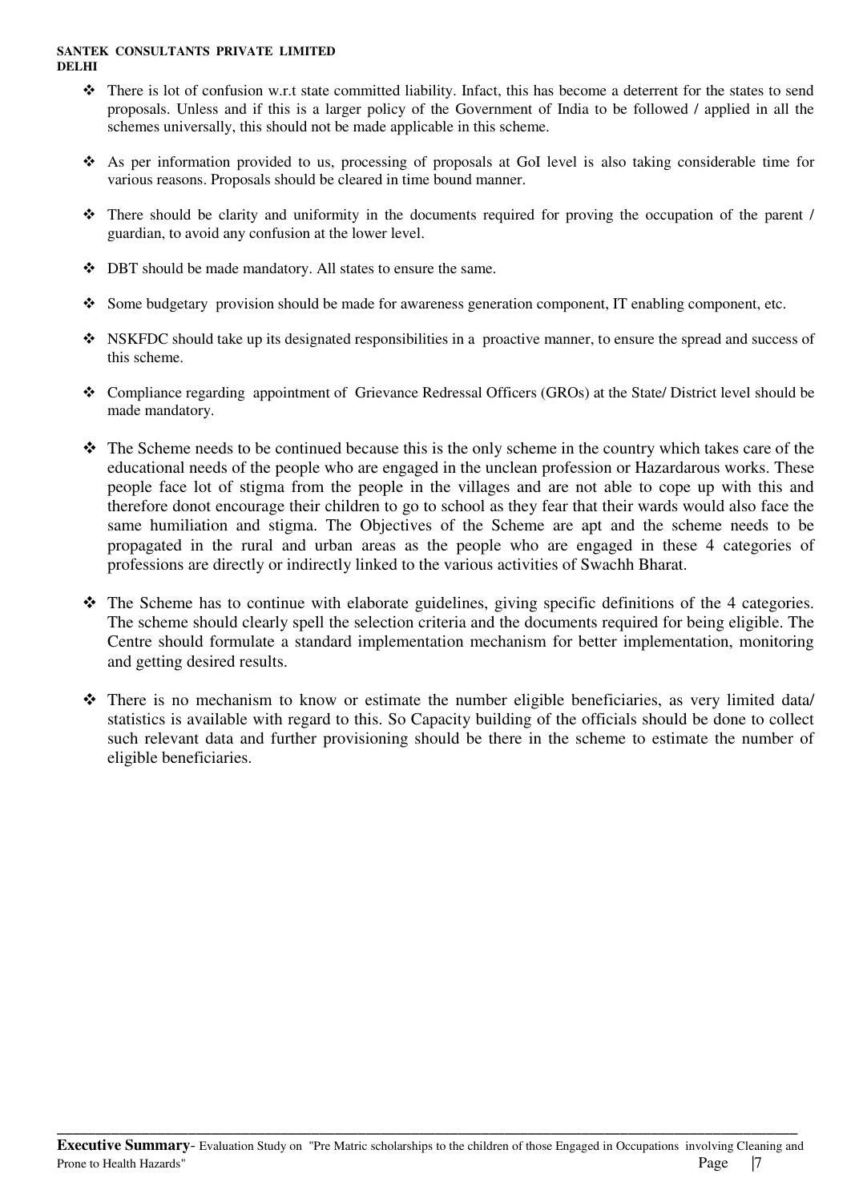- There is lot of confusion w.r.t state committed liability. Infact, this has become a deterrent for the states to send proposals. Unless and if this is a larger policy of the Government of India to be followed / applied in all the schemes universally, this should not be made applicable in this scheme.

- As per information provided to us, processing of proposals at GoI level is also taking considerable time for various reasons. Proposals should be cleared in time bound manner.

- There should be clarity and uniformity in the documents required for proving the occupation of the parent / guardian, to avoid any confusion at the lower level.

- DBT should be made mandatory. All states to ensure the same.

- Some budgetary provision should be made for awareness generation component, IT enabling component, etc.

- NSKFDC should take up its designated responsibilities in a proactive manner, to ensure the spread and success of this scheme.

- Compliance regarding appointment of Grievance Redressal Officers (GROs) at the State/ District level should be made mandatory.

- The Scheme needs to be continued because this is the only scheme in the country which takes care of the educational needs of the people who are engaged in the unclean profession or Hazardarous works. These people face lot of stigma from the people in the villages and are not able to cope up with this and therefore donot encourage their children to go to school as they fear that their wards would also face the same humiliation and stigma. The Objectives of the Scheme are apt and the scheme needs to be propagated in the rural and urban areas as the people who are engaged in these 4 categories of professions are directly or indirectly linked to the various activities of Swachh Bharat.

- The Scheme has to continue with elaborate guidelines, giving specific definitions of the 4 categories. The scheme should clearly spell the selection criteria and the documents required for being eligible. The Centre should formulate a standard implementation mechanism for better implementation, monitoring and getting desired results.

- There is no mechanism to know or estimate the number eligible beneficiaries, as very limited data/ statistics is available with regard to this. So Capacity building of the officials should be done to collect such relevant data and further provisioning should be there in the scheme to estimate the number of eligible beneficiaries.